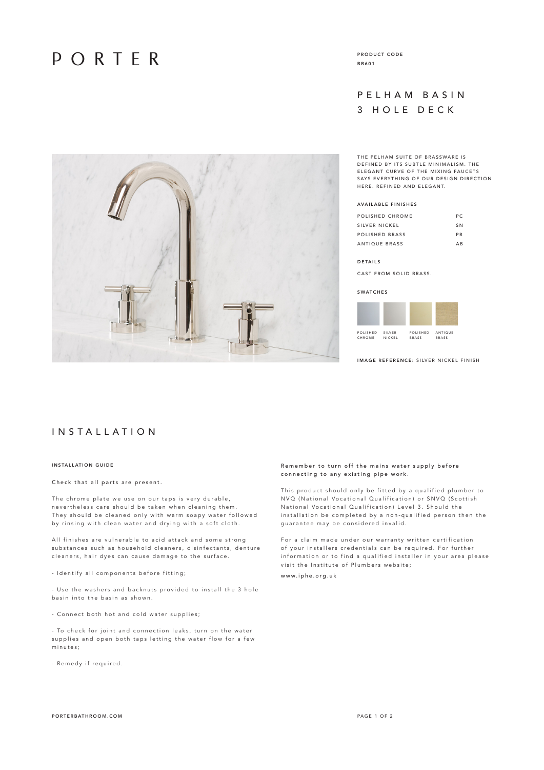# PORTER

PRODUCT CODE
BB601

## PELHAM BASIN 3 HOLE DECK

THE PELHAM SUITE OF BRASSWARE IS DEFINED BY ITS SUBTLE MINIMALISM. THE ELEGANT CURVE OF THE MIXING FAUCETS SAYS EVERYTHING OF OUR DESIGN DIRECTION HERE. REFINED AND ELEGANT.

### AVAILABLE FINISHES

| | |
|---|---|
| POLISHED CHROME | PC |
| SILVER NICKEL | SN |
| POLISHED BRASS | PB |
| ANTIQUE BRASS | AB |

### DETAILS

CAST FROM SOLID BRASS.

### SWATCHES

POLISHED CHROME · SILVER NICKEL · POLISHED BRASS · ANTIQUE BRASS

**IMAGE REFERENCE:** SILVER NICKEL FINISH

## INSTALLATION

### INSTALLATION GUIDE

Check that all parts are present.

The chrome plate we use on our taps is very durable, nevertheless care should be taken when cleaning them. They should be cleaned only with warm soapy water followed by rinsing with clean water and drying with a soft cloth.

All finishes are vulnerable to acid attack and some strong substances such as household cleaners, disinfectants, denture cleaners, hair dyes can cause damage to the surface.

- Identify all components before fitting;

- Use the washers and backnuts provided to install the 3 hole basin into the basin as shown.

- Connect both hot and cold water supplies;

- To check for joint and connection leaks, turn on the water supplies and open both taps letting the water flow for a few minutes;

- Remedy if required.

Remember to turn off the mains water supply before connecting to any existing pipe work.

This product should only be fitted by a qualified plumber to NVQ (National Vocational Qualification) or SNVQ (Scottish National Vocational Qualification) Level 3. Should the installation be completed by a non-qualified person then the guarantee may be considered invalid.

For a claim made under our warranty written certification of your installers credentials can be required. For further information or to find a qualified installer in your area please visit the Institute of Plumbers website;

www.iphe.org.uk

PORTERBATHROOM.COM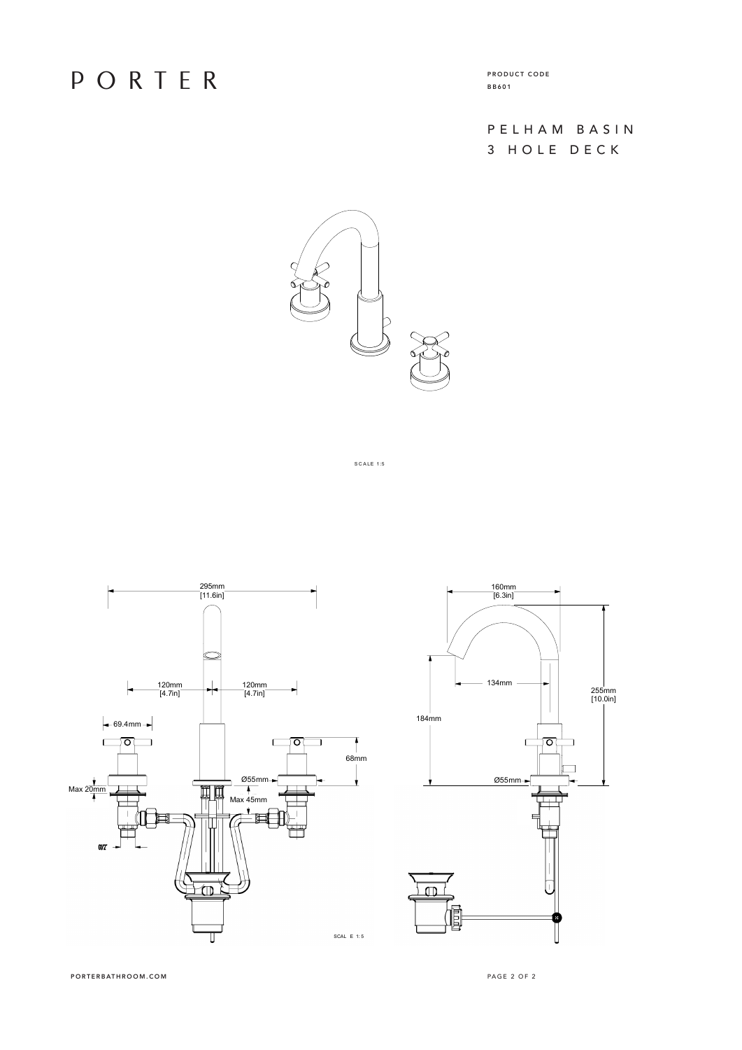# PORTER

PRODUCT CODE
BB601

## PELHAM BASIN
## 3 HOLE DECK

SCALE 1:5

295mm
[11.6in]

120mm
[4.7in]

120mm
[4.7in]

69.4mm

68mm

Max 20mm

Ø55mm

Max 45mm

G1/2"

SCALE 1:5

160mm
[6.3in]

134mm

255mm
[10.0in]

184mm

Ø55mm

PORTERBATHROOM.COM